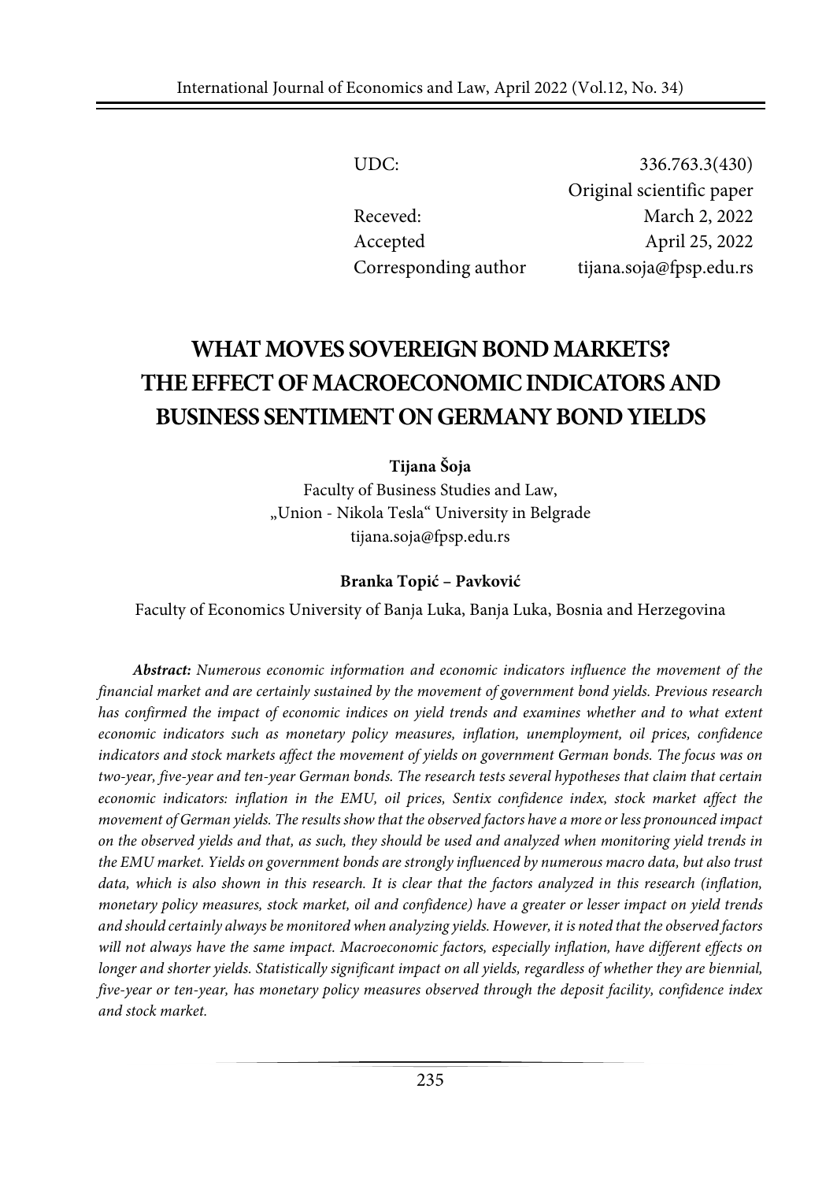| | |
|---|---|
| UDC: | 336.763.3(430) |
| | Original scientific paper |
| Receved: | March 2, 2022 |
| Accepted | April 25, 2022 |
| Corresponding author | tijana.soja@fpsp.edu.rs |

# WHAT MOVES SOVEREIGN BOND MARKETS? THE EFFECT OF MACROECONOMIC INDICATORS AND BUSINESS SENTIMENT ON GERMANY BOND YIELDS

**Tijana Šoja**
Faculty of Business Studies and Law,
„Union - Nikola Tesla" University in Belgrade
tijana.soja@fpsp.edu.rs

**Branka Topić – Pavković**
Faculty of Economics University of Banja Luka, Banja Luka, Bosnia and Herzegovina

***Abstract:*** *Numerous economic information and economic indicators influence the movement of the financial market and are certainly sustained by the movement of government bond yields. Previous research has confirmed the impact of economic indices on yield trends and examines whether and to what extent economic indicators such as monetary policy measures, inflation, unemployment, oil prices, confidence indicators and stock markets affect the movement of yields on government German bonds. The focus was on two-year, five-year and ten-year German bonds. The research tests several hypotheses that claim that certain economic indicators: inflation in the EMU, oil prices, Sentix confidence index, stock market affect the movement of German yields. The results show that the observed factors have a more or less pronounced impact on the observed yields and that, as such, they should be used and analyzed when monitoring yield trends in the EMU market. Yields on government bonds are strongly influenced by numerous macro data, but also trust data, which is also shown in this research. It is clear that the factors analyzed in this research (inflation, monetary policy measures, stock market, oil and confidence) have a greater or lesser impact on yield trends and should certainly always be monitored when analyzing yields. However, it is noted that the observed factors will not always have the same impact. Macroeconomic factors, especially inflation, have different effects on longer and shorter yields. Statistically significant impact on all yields, regardless of whether they are biennial, five-year or ten-year, has monetary policy measures observed through the deposit facility, confidence index and stock market.*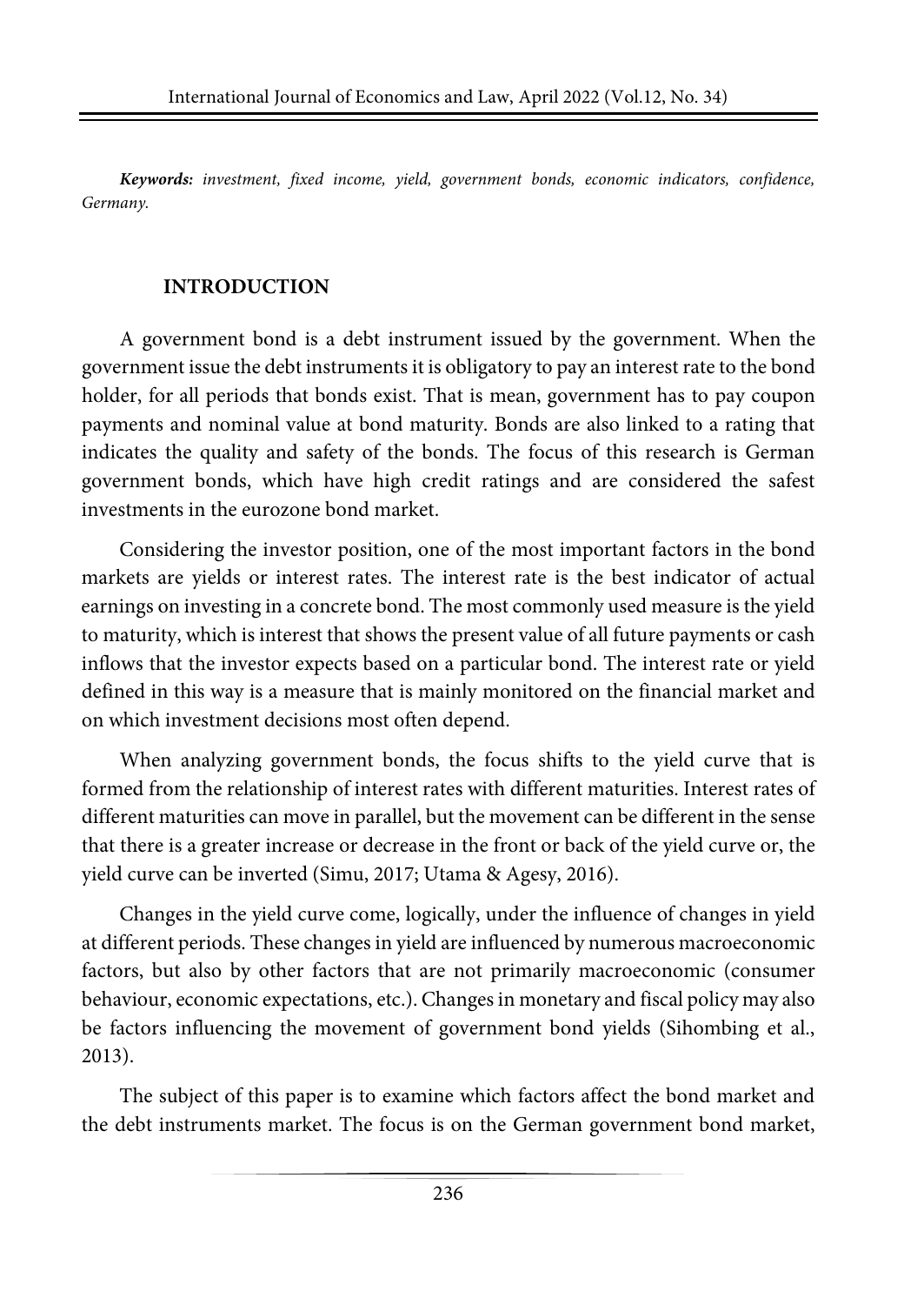***Keywords:*** *investment, fixed income, yield, government bonds, economic indicators, confidence, Germany.*

## INTRODUCTION

A government bond is a debt instrument issued by the government. When the government issue the debt instruments it is obligatory to pay an interest rate to the bond holder, for all periods that bonds exist. That is mean, government has to pay coupon payments and nominal value at bond maturity. Bonds are also linked to a rating that indicates the quality and safety of the bonds. The focus of this research is German government bonds, which have high credit ratings and are considered the safest investments in the eurozone bond market.

Considering the investor position, one of the most important factors in the bond markets are yields or interest rates. The interest rate is the best indicator of actual earnings on investing in a concrete bond. The most commonly used measure is the yield to maturity, which is interest that shows the present value of all future payments or cash inflows that the investor expects based on a particular bond. The interest rate or yield defined in this way is a measure that is mainly monitored on the financial market and on which investment decisions most often depend.

When analyzing government bonds, the focus shifts to the yield curve that is formed from the relationship of interest rates with different maturities. Interest rates of different maturities can move in parallel, but the movement can be different in the sense that there is a greater increase or decrease in the front or back of the yield curve or, the yield curve can be inverted (Simu, 2017; Utama & Agesy, 2016).

Changes in the yield curve come, logically, under the influence of changes in yield at different periods. These changes in yield are influenced by numerous macroeconomic factors, but also by other factors that are not primarily macroeconomic (consumer behaviour, economic expectations, etc.). Changes in monetary and fiscal policy may also be factors influencing the movement of government bond yields (Sihombing et al., 2013).

The subject of this paper is to examine which factors affect the bond market and the debt instruments market. The focus is on the German government bond market,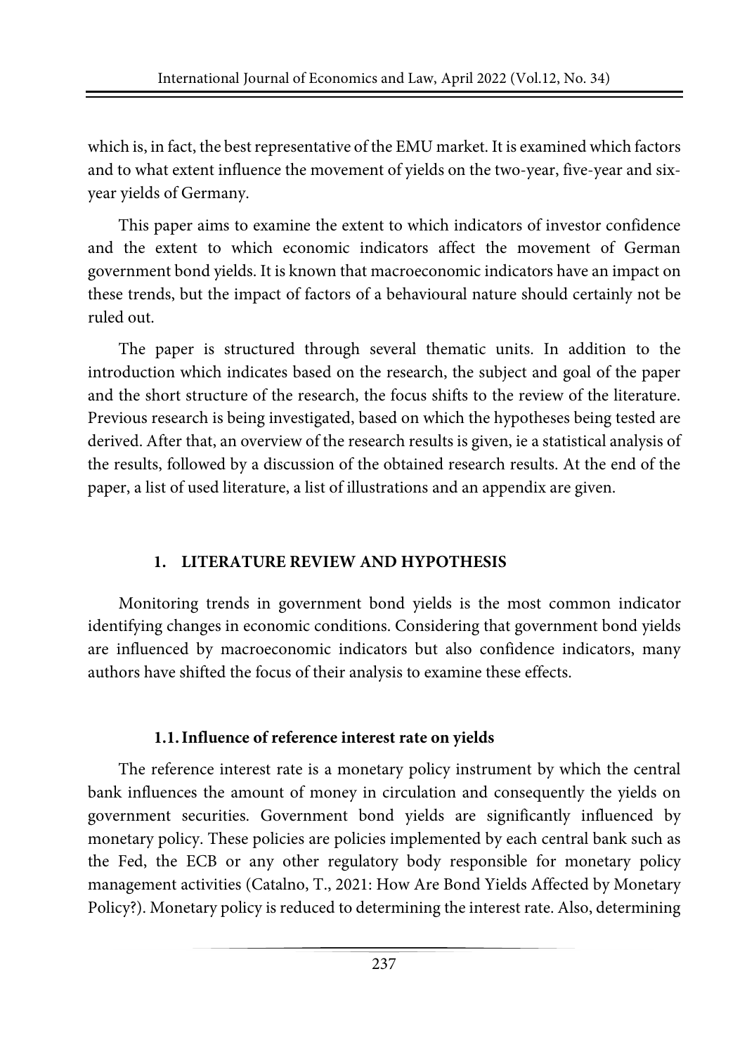which is, in fact, the best representative of the EMU market. It is examined which factors and to what extent influence the movement of yields on the two-year, five-year and six-year yields of Germany.

This paper aims to examine the extent to which indicators of investor confidence and the extent to which economic indicators affect the movement of German government bond yields. It is known that macroeconomic indicators have an impact on these trends, but the impact of factors of a behavioural nature should certainly not be ruled out.

The paper is structured through several thematic units. In addition to the introduction which indicates based on the research, the subject and goal of the paper and the short structure of the research, the focus shifts to the review of the literature. Previous research is being investigated, based on which the hypotheses being tested are derived. After that, an overview of the research results is given, ie a statistical analysis of the results, followed by a discussion of the obtained research results. At the end of the paper, a list of used literature, a list of illustrations and an appendix are given.

## 1. LITERATURE REVIEW AND HYPOTHESIS

Monitoring trends in government bond yields is the most common indicator identifying changes in economic conditions. Considering that government bond yields are influenced by macroeconomic indicators but also confidence indicators, many authors have shifted the focus of their analysis to examine these effects.

### 1.1. Influence of reference interest rate on yields

The reference interest rate is a monetary policy instrument by which the central bank influences the amount of money in circulation and consequently the yields on government securities. Government bond yields are significantly influenced by monetary policy. These policies are policies implemented by each central bank such as the Fed, the ECB or any other regulatory body responsible for monetary policy management activities (Catalno, T., 2021: How Are Bond Yields Affected by Monetary Policy?). Monetary policy is reduced to determining the interest rate. Also, determining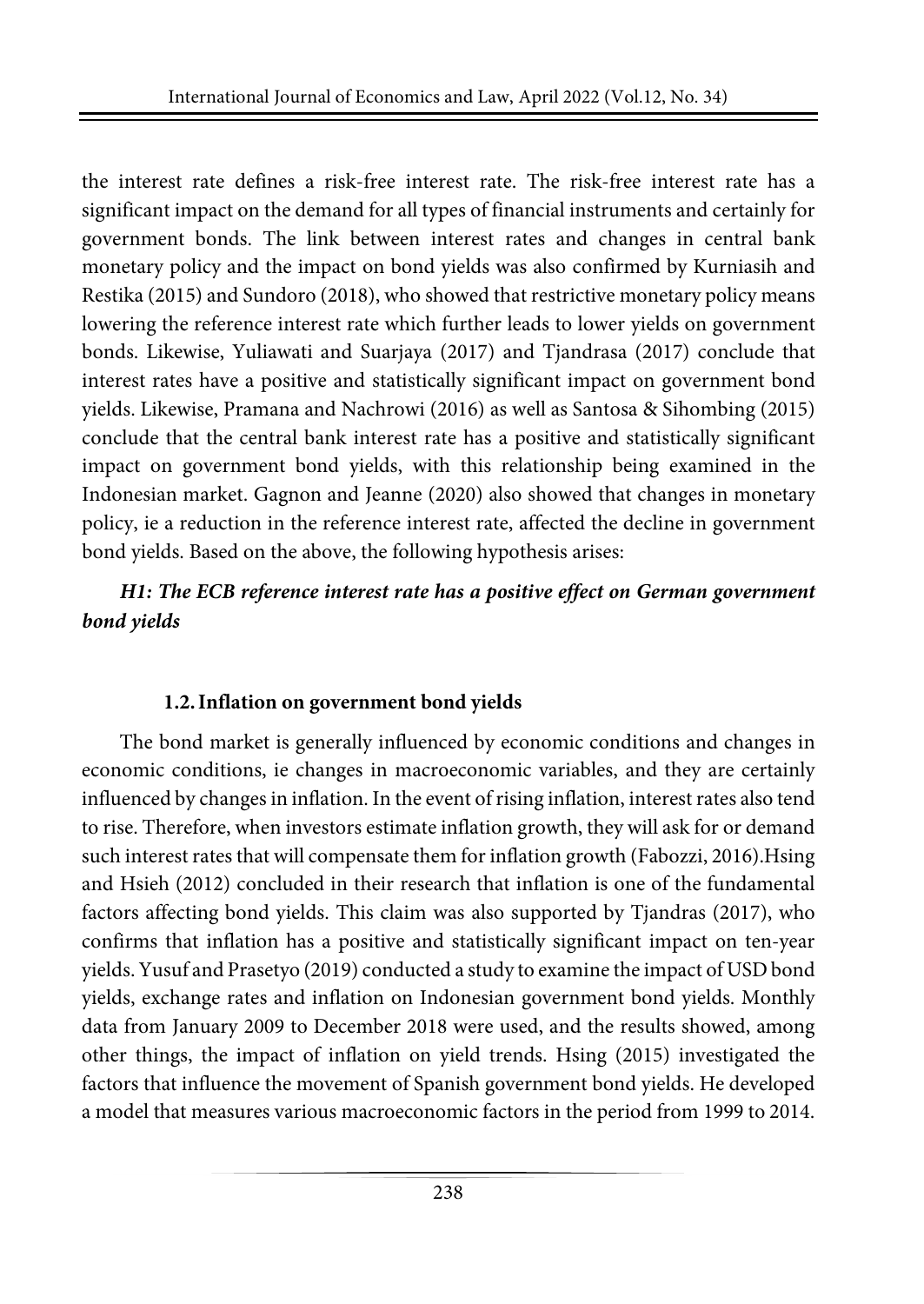the interest rate defines a risk-free interest rate. The risk-free interest rate has a significant impact on the demand for all types of financial instruments and certainly for government bonds. The link between interest rates and changes in central bank monetary policy and the impact on bond yields was also confirmed by Kurniasih and Restika (2015) and Sundoro (2018), who showed that restrictive monetary policy means lowering the reference interest rate which further leads to lower yields on government bonds. Likewise, Yuliawati and Suarjaya (2017) and Tjandrasa (2017) conclude that interest rates have a positive and statistically significant impact on government bond yields. Likewise, Pramana and Nachrowi (2016) as well as Santosa & Sihombing (2015) conclude that the central bank interest rate has a positive and statistically significant impact on government bond yields, with this relationship being examined in the Indonesian market. Gagnon and Jeanne (2020) also showed that changes in monetary policy, ie a reduction in the reference interest rate, affected the decline in government bond yields. Based on the above, the following hypothesis arises:

***H1: The ECB reference interest rate has a positive effect on German government bond yields***

### 1.2. Inflation on government bond yields

The bond market is generally influenced by economic conditions and changes in economic conditions, ie changes in macroeconomic variables, and they are certainly influenced by changes in inflation. In the event of rising inflation, interest rates also tend to rise. Therefore, when investors estimate inflation growth, they will ask for or demand such interest rates that will compensate them for inflation growth (Fabozzi, 2016).Hsing and Hsieh (2012) concluded in their research that inflation is one of the fundamental factors affecting bond yields. This claim was also supported by Tjandras (2017), who confirms that inflation has a positive and statistically significant impact on ten-year yields. Yusuf and Prasetyo (2019) conducted a study to examine the impact of USD bond yields, exchange rates and inflation on Indonesian government bond yields. Monthly data from January 2009 to December 2018 were used, and the results showed, among other things, the impact of inflation on yield trends. Hsing (2015) investigated the factors that influence the movement of Spanish government bond yields. He developed a model that measures various macroeconomic factors in the period from 1999 to 2014.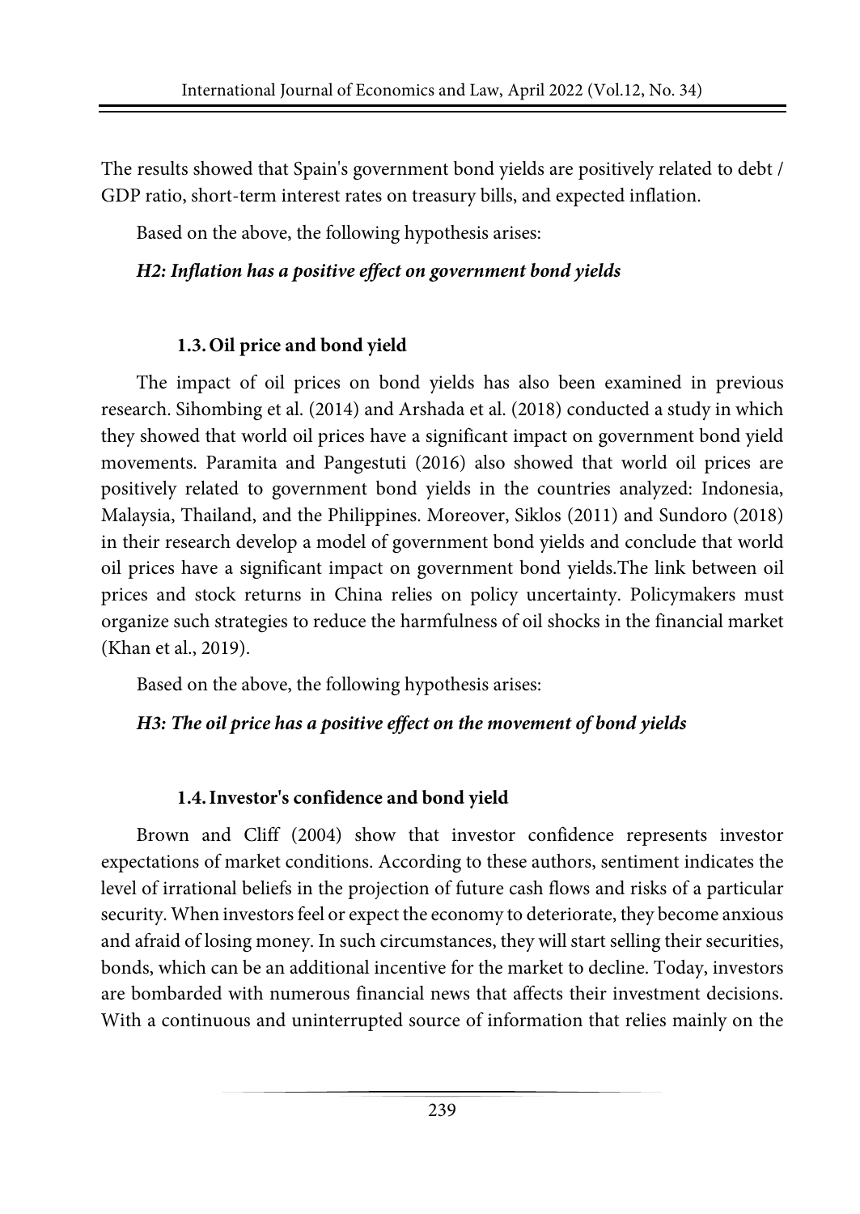The results showed that Spain's government bond yields are positively related to debt / GDP ratio, short-term interest rates on treasury bills, and expected inflation.

Based on the above, the following hypothesis arises:

***H2: Inflation has a positive effect on government bond yields***

### 1.3. Oil price and bond yield

The impact of oil prices on bond yields has also been examined in previous research. Sihombing et al. (2014) and Arshada et al. (2018) conducted a study in which they showed that world oil prices have a significant impact on government bond yield movements. Paramita and Pangestuti (2016) also showed that world oil prices are positively related to government bond yields in the countries analyzed: Indonesia, Malaysia, Thailand, and the Philippines. Moreover, Siklos (2011) and Sundoro (2018) in their research develop a model of government bond yields and conclude that world oil prices have a significant impact on government bond yields.The link between oil prices and stock returns in China relies on policy uncertainty. Policymakers must organize such strategies to reduce the harmfulness of oil shocks in the financial market (Khan et al., 2019).

Based on the above, the following hypothesis arises:

***H3: The oil price has a positive effect on the movement of bond yields***

### 1.4. Investor's confidence and bond yield

Brown and Cliff (2004) show that investor confidence represents investor expectations of market conditions. According to these authors, sentiment indicates the level of irrational beliefs in the projection of future cash flows and risks of a particular security. When investors feel or expect the economy to deteriorate, they become anxious and afraid of losing money. In such circumstances, they will start selling their securities, bonds, which can be an additional incentive for the market to decline. Today, investors are bombarded with numerous financial news that affects their investment decisions. With a continuous and uninterrupted source of information that relies mainly on the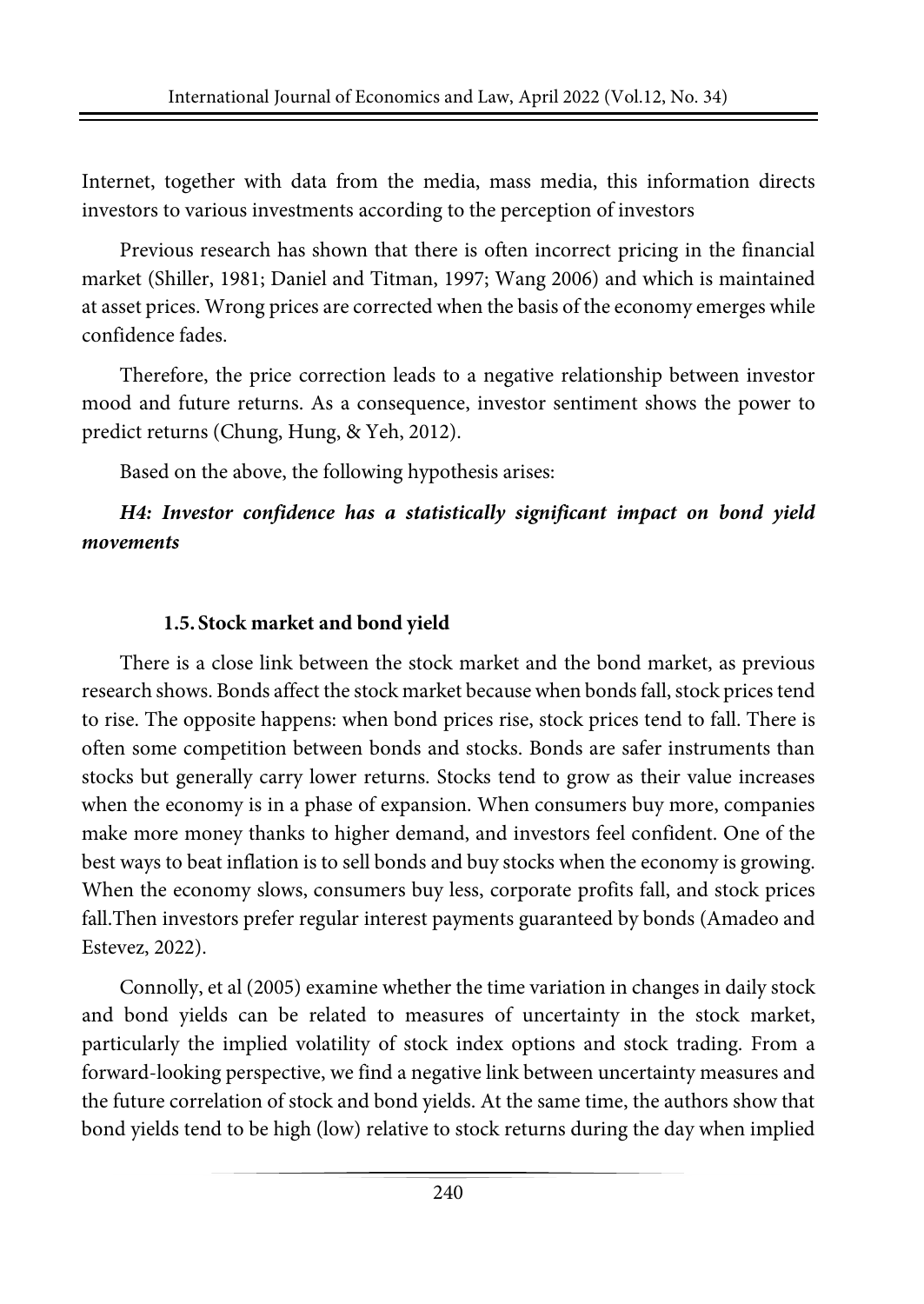Internet, together with data from the media, mass media, this information directs investors to various investments according to the perception of investors

Previous research has shown that there is often incorrect pricing in the financial market (Shiller, 1981; Daniel and Titman, 1997; Wang 2006) and which is maintained at asset prices. Wrong prices are corrected when the basis of the economy emerges while confidence fades.

Therefore, the price correction leads to a negative relationship between investor mood and future returns. As a consequence, investor sentiment shows the power to predict returns (Chung, Hung, & Yeh, 2012).

Based on the above, the following hypothesis arises:

***H4: Investor confidence has a statistically significant impact on bond yield movements***

### 1.5. Stock market and bond yield

There is a close link between the stock market and the bond market, as previous research shows. Bonds affect the stock market because when bonds fall, stock prices tend to rise. The opposite happens: when bond prices rise, stock prices tend to fall. There is often some competition between bonds and stocks. Bonds are safer instruments than stocks but generally carry lower returns. Stocks tend to grow as their value increases when the economy is in a phase of expansion. When consumers buy more, companies make more money thanks to higher demand, and investors feel confident. One of the best ways to beat inflation is to sell bonds and buy stocks when the economy is growing. When the economy slows, consumers buy less, corporate profits fall, and stock prices fall.Then investors prefer regular interest payments guaranteed by bonds (Amadeo and Estevez, 2022).

Connolly, et al (2005) examine whether the time variation in changes in daily stock and bond yields can be related to measures of uncertainty in the stock market, particularly the implied volatility of stock index options and stock trading. From a forward-looking perspective, we find a negative link between uncertainty measures and the future correlation of stock and bond yields. At the same time, the authors show that bond yields tend to be high (low) relative to stock returns during the day when implied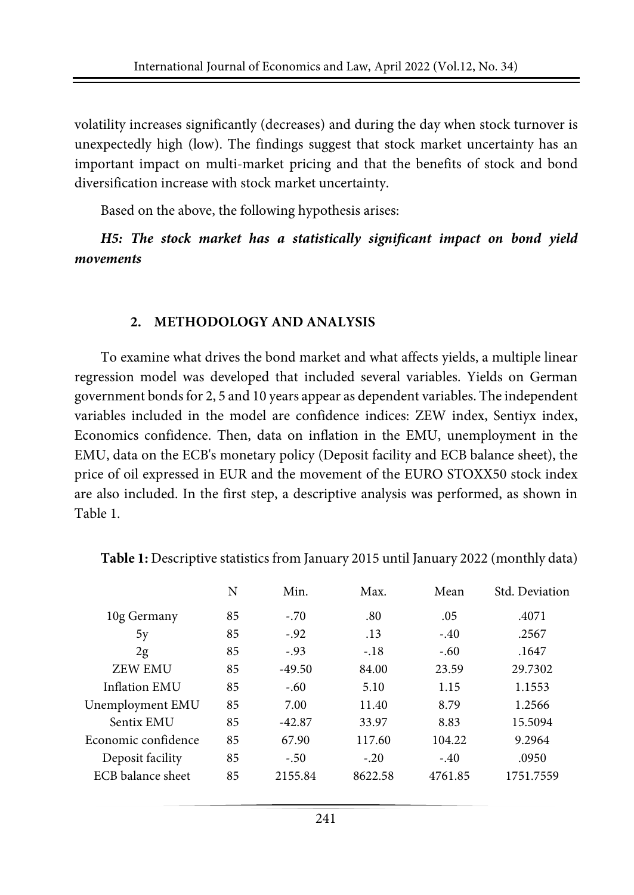volatility increases significantly (decreases) and during the day when stock turnover is unexpectedly high (low). The findings suggest that stock market uncertainty has an important impact on multi-market pricing and that the benefits of stock and bond diversification increase with stock market uncertainty.

Based on the above, the following hypothesis arises:

***H5: The stock market has a statistically significant impact on bond yield movements***

## 2. METHODOLOGY AND ANALYSIS

To examine what drives the bond market and what affects yields, a multiple linear regression model was developed that included several variables. Yields on German government bonds for 2, 5 and 10 years appear as dependent variables. The independent variables included in the model are confidence indices: ZEW index, Sentiyx index, Economics confidence. Then, data on inflation in the EMU, unemployment in the EMU, data on the ECB's monetary policy (Deposit facility and ECB balance sheet), the price of oil expressed in EUR and the movement of the EURO STOXX50 stock index are also included. In the first step, a descriptive analysis was performed, as shown in Table 1.

**Table 1:** Descriptive statistics from January 2015 until January 2022 (monthly data)

| | N | Min. | Max. | Mean | Std. Deviation |
|---|---|---|---|---|---|
| 10g Germany | 85 | -.70 | .80 | .05 | .4071 |
| 5y | 85 | -.92 | .13 | -.40 | .2567 |
| 2g | 85 | -.93 | -.18 | -.60 | .1647 |
| ZEW EMU | 85 | -49.50 | 84.00 | 23.59 | 29.7302 |
| Inflation EMU | 85 | -.60 | 5.10 | 1.15 | 1.1553 |
| Unemployment EMU | 85 | 7.00 | 11.40 | 8.79 | 1.2566 |
| Sentix EMU | 85 | -42.87 | 33.97 | 8.83 | 15.5094 |
| Economic confidence | 85 | 67.90 | 117.60 | 104.22 | 9.2964 |
| Deposit facility | 85 | -.50 | -.20 | -.40 | .0950 |
| ECB balance sheet | 85 | 2155.84 | 8622.58 | 4761.85 | 1751.7559 |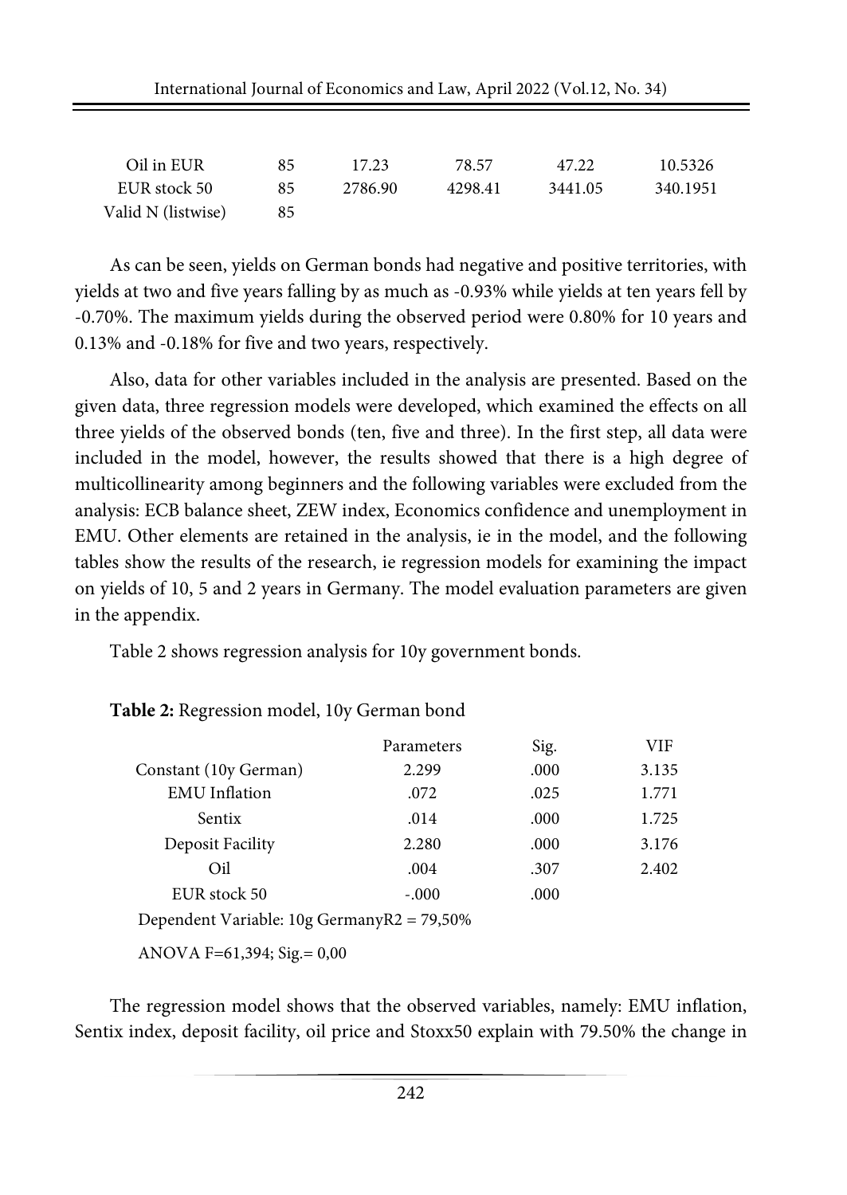| Oil in EUR | 85 | 17.23 | 78.57 | 47.22 | 10.5326 |
|---|---|---|---|---|---|
| EUR stock 50 | 85 | 2786.90 | 4298.41 | 3441.05 | 340.1951 |
| Valid N (listwise) | 85 | | | | |

As can be seen, yields on German bonds had negative and positive territories, with yields at two and five years falling by as much as -0.93% while yields at ten years fell by -0.70%. The maximum yields during the observed period were 0.80% for 10 years and 0.13% and -0.18% for five and two years, respectively.

Also, data for other variables included in the analysis are presented. Based on the given data, three regression models were developed, which examined the effects on all three yields of the observed bonds (ten, five and three). In the first step, all data were included in the model, however, the results showed that there is a high degree of multicollinearity among beginners and the following variables were excluded from the analysis: ECB balance sheet, ZEW index, Economics confidence and unemployment in EMU. Other elements are retained in the analysis, ie in the model, and the following tables show the results of the research, ie regression models for examining the impact on yields of 10, 5 and 2 years in Germany. The model evaluation parameters are given in the appendix.

Table 2 shows regression analysis for 10y government bonds.

**Table 2:** Regression model, 10y German bond

| | Parameters | Sig. | VIF |
|---|---|---|---|
| Constant (10y German) | 2.299 | .000 | 3.135 |
| EMU Inflation | .072 | .025 | 1.771 |
| Sentix | .014 | .000 | 1.725 |
| Deposit Facility | 2.280 | .000 | 3.176 |
| Oil | .004 | .307 | 2.402 |
| EUR stock 50 | -.000 | .000 | |

Dependent Variable: 10g GermanyR2 = 79,50%

ANOVA F=61,394; Sig.= 0,00

The regression model shows that the observed variables, namely: EMU inflation, Sentix index, deposit facility, oil price and Stoxx50 explain with 79.50% the change in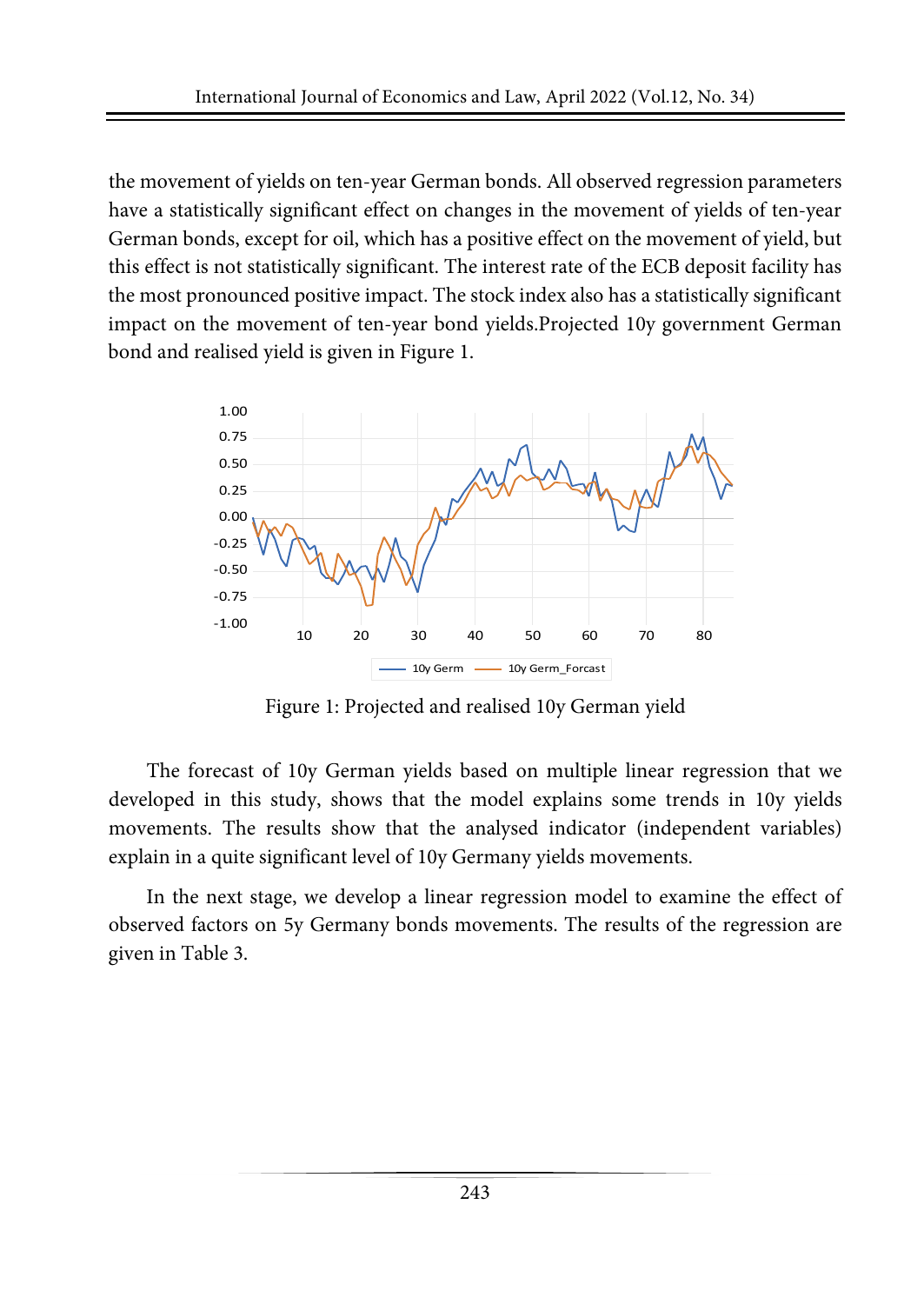the movement of yields on ten-year German bonds. All observed regression parameters have a statistically significant effect on changes in the movement of yields of ten-year German bonds, except for oil, which has a positive effect on the movement of yield, but this effect is not statistically significant. The interest rate of the ECB deposit facility has the most pronounced positive impact. The stock index also has a statistically significant impact on the movement of ten-year bond yields.Projected 10y government German bond and realised yield is given in Figure 1.

Figure 1: Projected and realised 10y German yield

The forecast of 10y German yields based on multiple linear regression that we developed in this study, shows that the model explains some trends in 10y yields movements. The results show that the analysed indicator (independent variables) explain in a quite significant level of 10y Germany yields movements.

In the next stage, we develop a linear regression model to examine the effect of observed factors on 5y Germany bonds movements. The results of the regression are given in Table 3.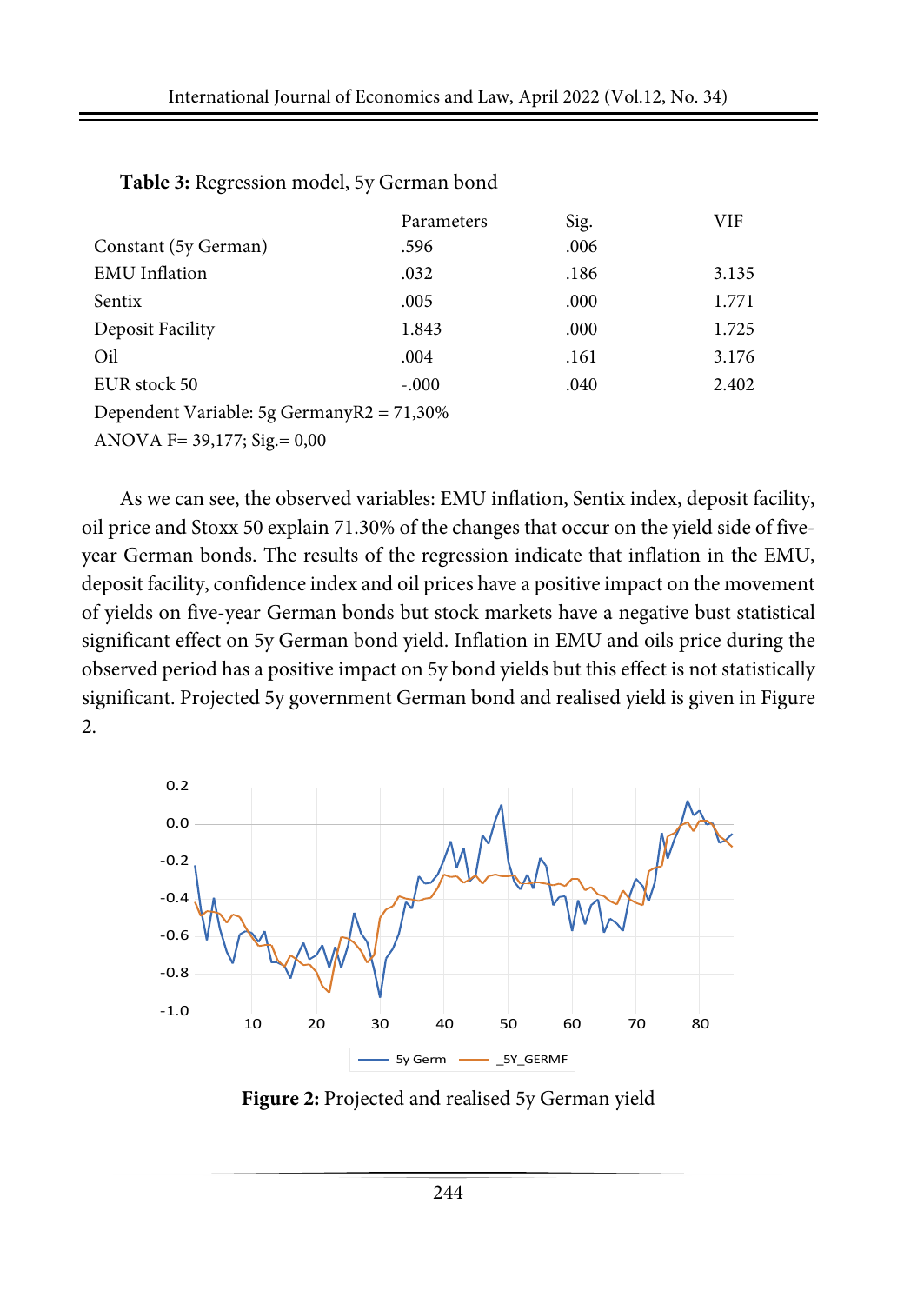**Table 3:** Regression model, 5y German bond

| | Parameters | Sig. | VIF |
|---|---|---|---|
| Constant (5y German) | .596 | .006 | |
| EMU Inflation | .032 | .186 | 3.135 |
| Sentix | .005 | .000 | 1.771 |
| Deposit Facility | 1.843 | .000 | 1.725 |
| Oil | .004 | .161 | 3.176 |
| EUR stock 50 | -.000 | .040 | 2.402 |

Dependent Variable: 5g GermanyR2 = 71,30%

ANOVA F= 39,177; Sig.= 0,00

As we can see, the observed variables: EMU inflation, Sentix index, deposit facility, oil price and Stoxx 50 explain 71.30% of the changes that occur on the yield side of five-year German bonds. The results of the regression indicate that inflation in the EMU, deposit facility, confidence index and oil prices have a positive impact on the movement of yields on five-year German bonds but stock markets have a negative bust statistical significant effect on 5y German bond yield. Inflation in EMU and oils price during the observed period has a positive impact on 5y bond yields but this effect is not statistically significant. Projected 5y government German bond and realised yield is given in Figure 2.

**Figure 2:** Projected and realised 5y German yield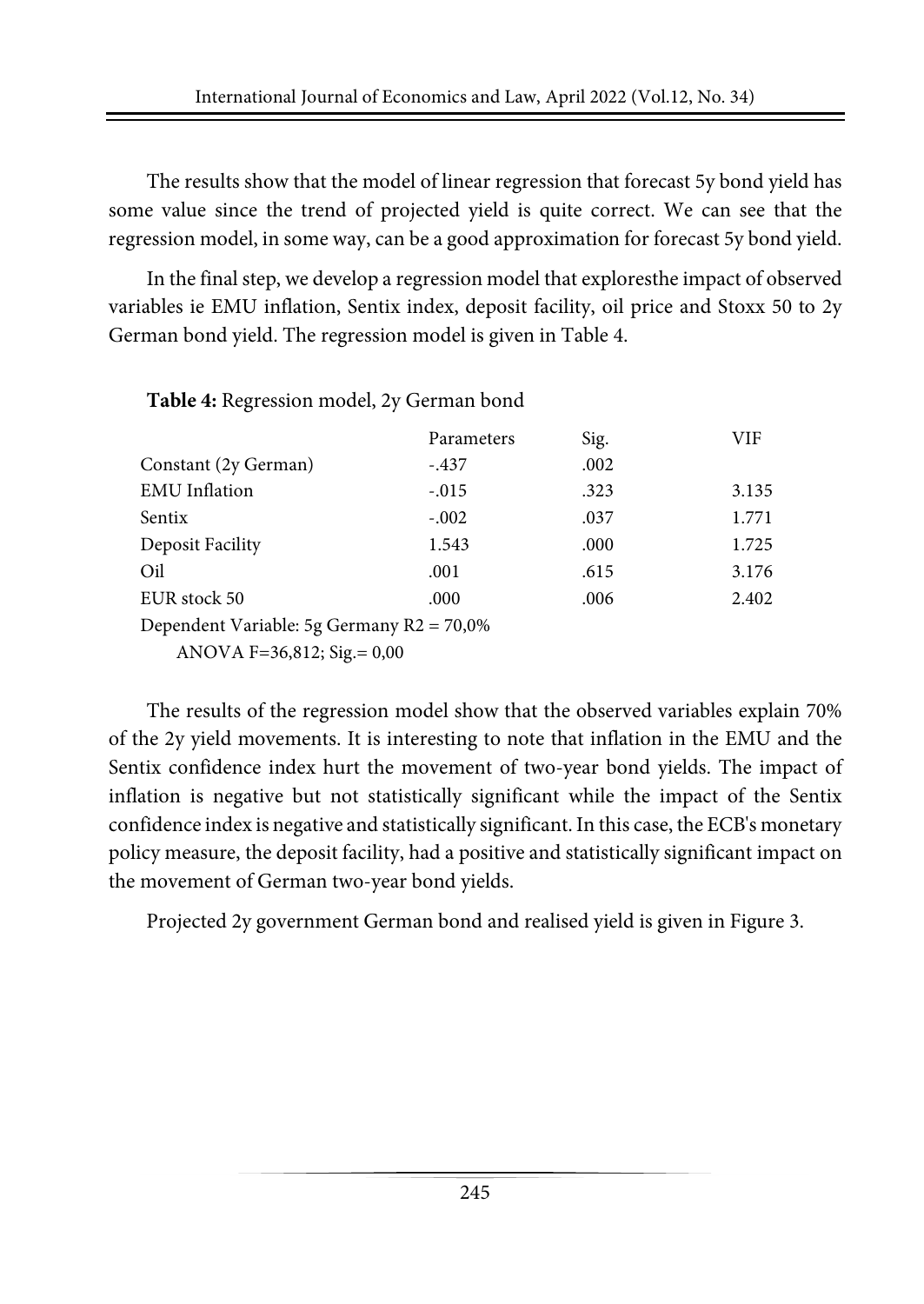The results show that the model of linear regression that forecast 5y bond yield has some value since the trend of projected yield is quite correct. We can see that the regression model, in some way, can be a good approximation for forecast 5y bond yield.

In the final step, we develop a regression model that exploresthe impact of observed variables ie EMU inflation, Sentix index, deposit facility, oil price and Stoxx 50 to 2y German bond yield. The regression model is given in Table 4.

**Table 4:** Regression model, 2y German bond

| | Parameters | Sig. | VIF |
|---|---|---|---|
| Constant (2y German) | -.437 | .002 | |
| EMU Inflation | -.015 | .323 | 3.135 |
| Sentix | -.002 | .037 | 1.771 |
| Deposit Facility | 1.543 | .000 | 1.725 |
| Oil | .001 | .615 | 3.176 |
| EUR stock 50 | .000 | .006 | 2.402 |
| Dependent Variable: 5g Germany R2 = 70,0% | | | |
| ANOVA F=36,812; Sig.= 0,00 | | | |

The results of the regression model show that the observed variables explain 70% of the 2y yield movements. It is interesting to note that inflation in the EMU and the Sentix confidence index hurt the movement of two-year bond yields. The impact of inflation is negative but not statistically significant while the impact of the Sentix confidence index is negative and statistically significant. In this case, the ECB's monetary policy measure, the deposit facility, had a positive and statistically significant impact on the movement of German two-year bond yields.

Projected 2y government German bond and realised yield is given in Figure 3.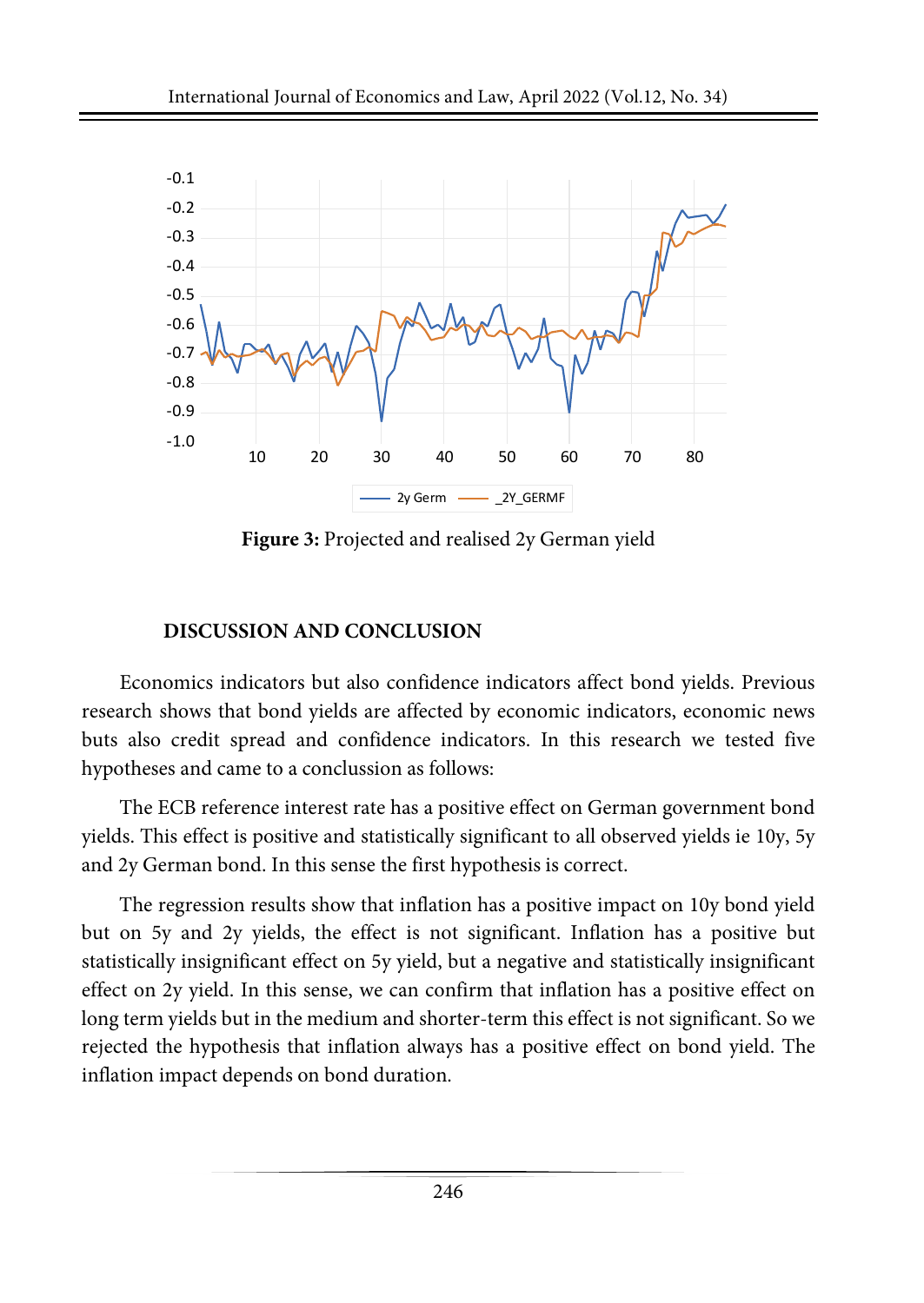**Figure 3:** Projected and realised 2y German yield

## DISCUSSION AND CONCLUSION

Economics indicators but also confidence indicators affect bond yields. Previous research shows that bond yields are affected by economic indicators, economic news buts also credit spread and confidence indicators. In this research we tested five hypotheses and came to a conclussion as follows:

The ECB reference interest rate has a positive effect on German government bond yields. This effect is positive and statistically significant to all observed yields ie 10y, 5y and 2y German bond. In this sense the first hypothesis is correct.

The regression results show that inflation has a positive impact on 10y bond yield but on 5y and 2y yields, the effect is not significant. Inflation has a positive but statistically insignificant effect on 5y yield, but a negative and statistically insignificant effect on 2y yield. In this sense, we can confirm that inflation has a positive effect on long term yields but in the medium and shorter-term this effect is not significant. So we rejected the hypothesis that inflation always has a positive effect on bond yield. The inflation impact depends on bond duration.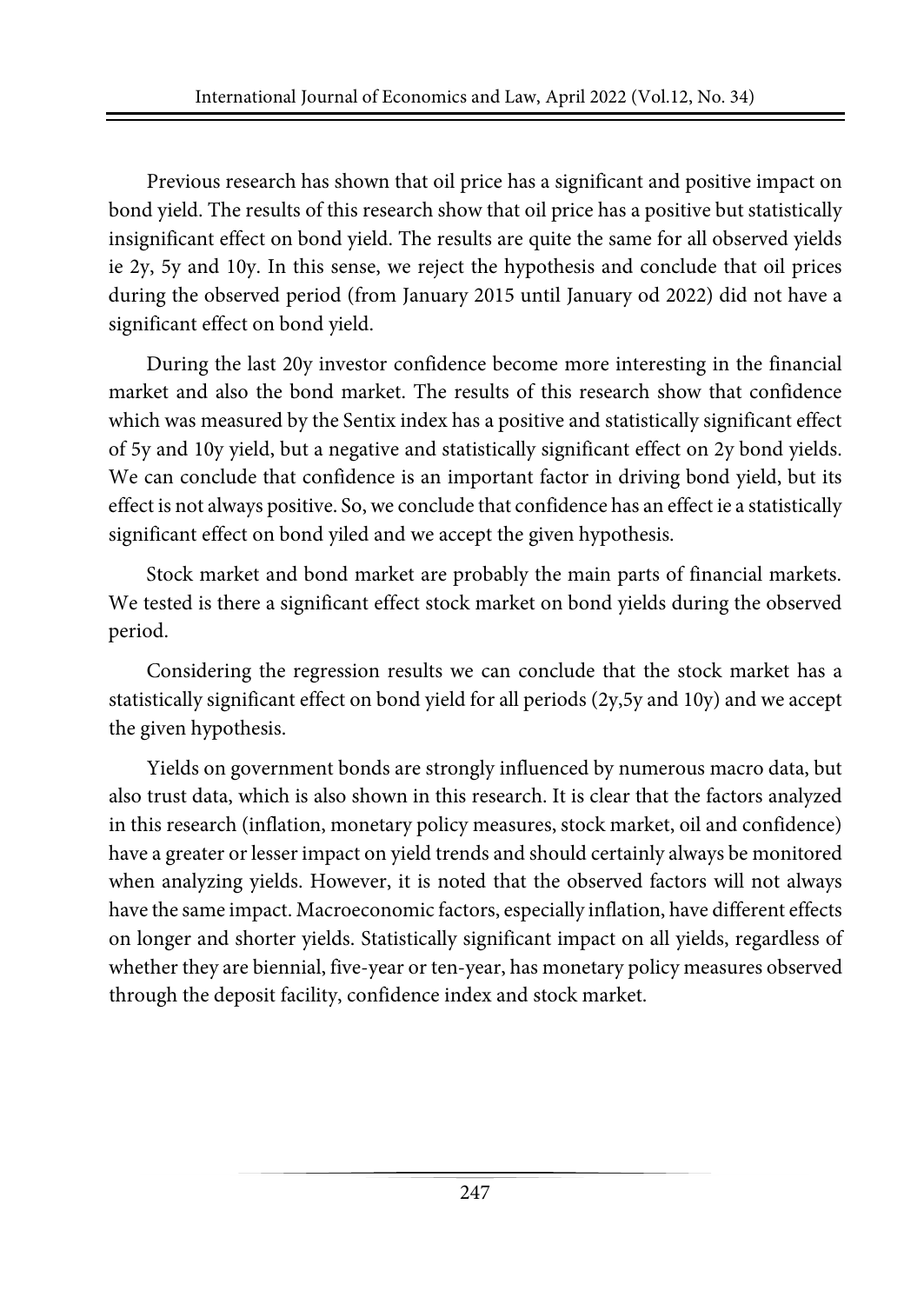Previous research has shown that oil price has a significant and positive impact on bond yield. The results of this research show that oil price has a positive but statistically insignificant effect on bond yield. The results are quite the same for all observed yields ie 2y, 5y and 10y. In this sense, we reject the hypothesis and conclude that oil prices during the observed period (from January 2015 until January od 2022) did not have a significant effect on bond yield.

During the last 20y investor confidence become more interesting in the financial market and also the bond market. The results of this research show that confidence which was measured by the Sentix index has a positive and statistically significant effect of 5y and 10y yield, but a negative and statistically significant effect on 2y bond yields. We can conclude that confidence is an important factor in driving bond yield, but its effect is not always positive. So, we conclude that confidence has an effect ie a statistically significant effect on bond yiled and we accept the given hypothesis.

Stock market and bond market are probably the main parts of financial markets. We tested is there a significant effect stock market on bond yields during the observed period.

Considering the regression results we can conclude that the stock market has a statistically significant effect on bond yield for all periods (2y,5y and 10y) and we accept the given hypothesis.

Yields on government bonds are strongly influenced by numerous macro data, but also trust data, which is also shown in this research. It is clear that the factors analyzed in this research (inflation, monetary policy measures, stock market, oil and confidence) have a greater or lesser impact on yield trends and should certainly always be monitored when analyzing yields. However, it is noted that the observed factors will not always have the same impact. Macroeconomic factors, especially inflation, have different effects on longer and shorter yields. Statistically significant impact on all yields, regardless of whether they are biennial, five-year or ten-year, has monetary policy measures observed through the deposit facility, confidence index and stock market.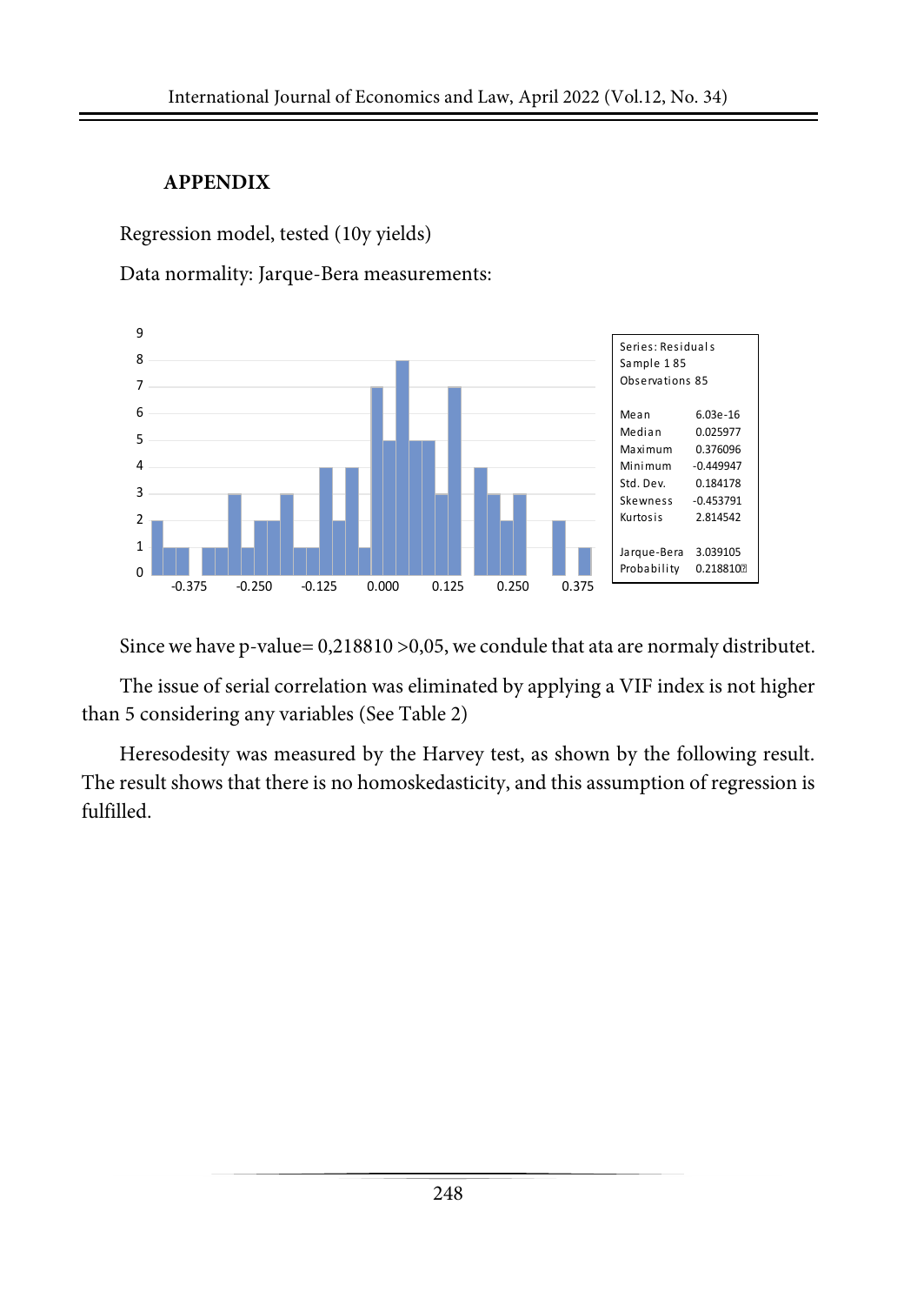## APPENDIX

Regression model, tested (10y yields)

Data normality: Jarque-Bera measurements:

| Series: Residuals | |
|---|---|
| Sample 1 85 | |
| Observations 85 | |
| Mean | 6.03e-16 |
| Median | 0.025977 |
| Maximum | 0.376096 |
| Minimum | -0.449947 |
| Std. Dev. | 0.184178 |
| Skewness | -0.453791 |
| Kurtosis | 2.814542 |
| Jarque-Bera | 3.039105 |
| Probability | 0.218810 |

Since we have p-value= 0,218810 >0,05, we condule that ata are normaly distributet.

The issue of serial correlation was eliminated by applying a VIF index is not higher than 5 considering any variables (See Table 2)

Heresodesity was measured by the Harvey test, as shown by the following result. The result shows that there is no homoskedasticity, and this assumption of regression is fulfilled.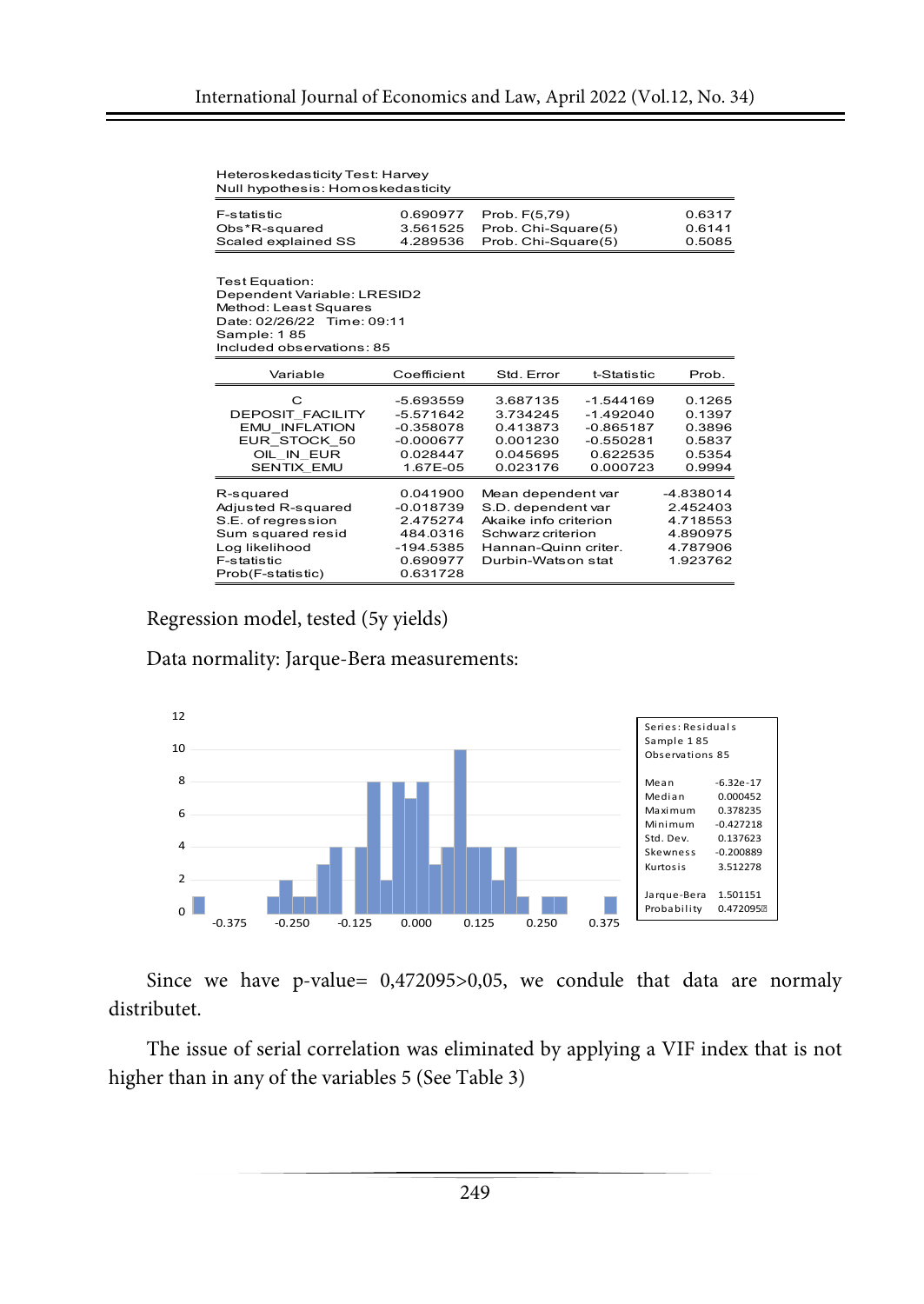Heteroskedasticity Test: Harvey
Null hypothesis: Homoskedasticity

| | | | |
|---|---|---|---|
| F-statistic | 0.690977 | Prob. F(5,79) | 0.6317 |
| Obs*R-squared | 3.561525 | Prob. Chi-Square(5) | 0.6141 |
| Scaled explained SS | 4.289536 | Prob. Chi-Square(5) | 0.5085 |

Test Equation:
Dependent Variable: LRESID2
Method: Least Squares
Date: 02/26/22 Time: 09:11
Sample: 1 85
Included observations: 85

| Variable | Coefficient | Std. Error | t-Statistic | Prob. |
|---|---|---|---|---|
| C | -5.693559 | 3.687135 | -1.544169 | 0.1265 |
| DEPOSIT_FACILITY | -5.571642 | 3.734245 | -1.492040 | 0.1397 |
| EMU_INFLATION | -0.358078 | 0.413873 | -0.865187 | 0.3896 |
| EUR_STOCK_50 | -0.000677 | 0.001230 | -0.550281 | 0.5837 |
| OIL_IN_EUR | 0.028447 | 0.045695 | 0.622535 | 0.5354 |
| SENTIX_EMU | 1.67E-05 | 0.023176 | 0.000723 | 0.9994 |

| | | | |
|---|---|---|---|
| R-squared | 0.041900 | Mean dependent var | -4.838014 |
| Adjusted R-squared | -0.018739 | S.D. dependent var | 2.452403 |
| S.E. of regression | 2.475274 | Akaike info criterion | 4.718553 |
| Sum squared resid | 484.0316 | Schwarz criterion | 4.890975 |
| Log likelihood | -194.5385 | Hannan-Quinn criter. | 4.787906 |
| F-statistic | 0.690977 | Durbin-Watson stat | 1.923762 |
| Prob(F-statistic) | 0.631728 | | |

Regression model, tested (5y yields)

Data normality: Jarque-Bera measurements:

| Series: Residuals | |
|---|---|
| Sample 1 85 | |
| Observations 85 | |
| Mean | -6.32e-17 |
| Median | 0.000452 |
| Maximum | 0.378235 |
| Minimum | -0.427218 |
| Std. Dev. | 0.137623 |
| Skewness | -0.200889 |
| Kurtosis | 3.512278 |
| Jarque-Bera | 1.501151 |
| Probability | 0.472095 |

Since we have p-value= 0,472095>0,05, we condule that data are normaly distributet.

The issue of serial correlation was eliminated by applying a VIF index that is not higher than in any of the variables 5 (See Table 3)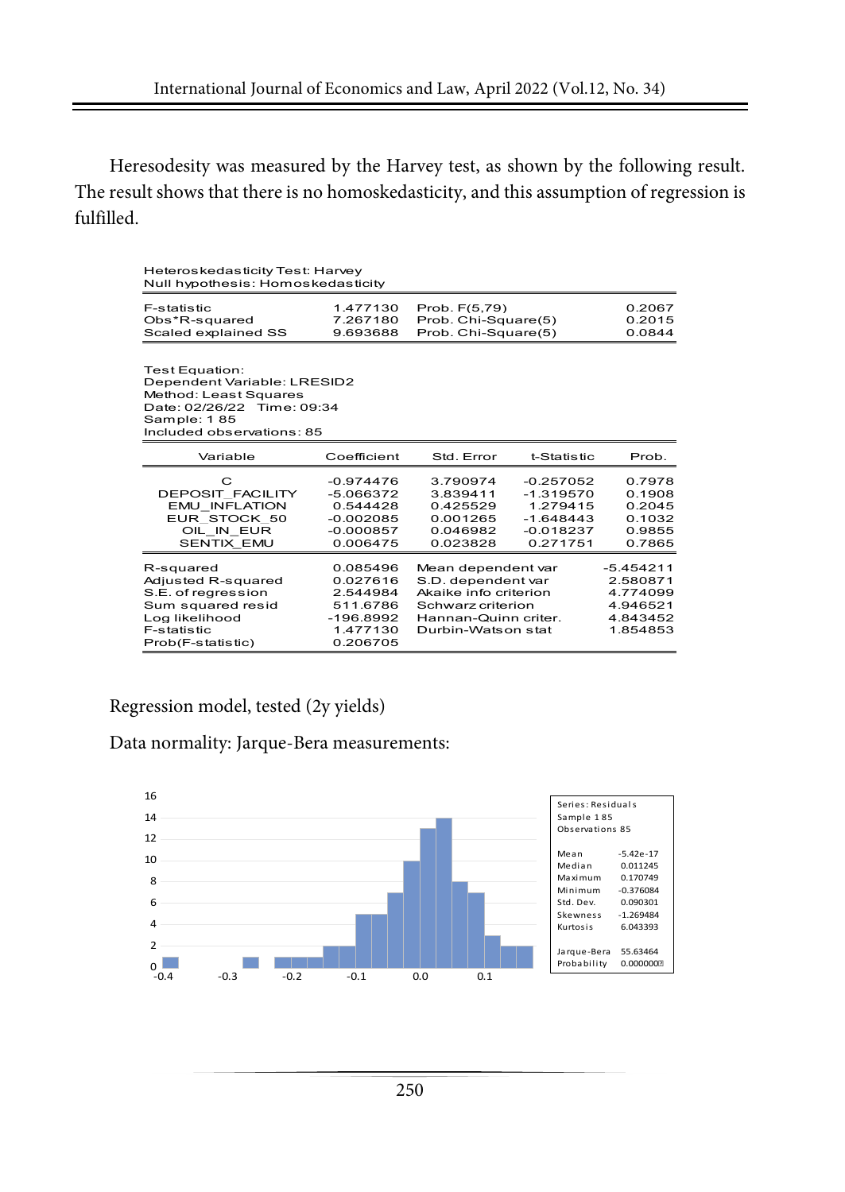Heresodesity was measured by the Harvey test, as shown by the following result. The result shows that there is no homoskedasticity, and this assumption of regression is fulfilled.

Heteroskedasticity Test: Harvey
Null hypothesis: Homoskedasticity

| | | | |
|---|---|---|---|
| F-statistic | 1.477130 | Prob. F(5,79) | 0.2067 |
| Obs*R-squared | 7.267180 | Prob. Chi-Square(5) | 0.2015 |
| Scaled explained SS | 9.693688 | Prob. Chi-Square(5) | 0.0844 |

Test Equation:
Dependent Variable: LRESID2
Method: Least Squares
Date: 02/26/22 Time: 09:34
Sample: 1 85
Included observations: 85

| Variable | Coefficient | Std. Error | t-Statistic | Prob. |
|---|---|---|---|---|
| C | -0.974476 | 3.790974 | -0.257052 | 0.7978 |
| DEPOSIT_FACILITY | -5.066372 | 3.839411 | -1.319570 | 0.1908 |
| EMU_INFLATION | 0.544428 | 0.425529 | 1.279415 | 0.2045 |
| EUR_STOCK_50 | -0.002085 | 0.001265 | -1.648443 | 0.1032 |
| OIL_IN_EUR | -0.000857 | 0.046982 | -0.018237 | 0.9855 |
| SENTIX_EMU | 0.006475 | 0.023828 | 0.271751 | 0.7865 |

| | | | |
|---|---|---|---|
| R-squared | 0.085496 | Mean dependent var | -5.454211 |
| Adjusted R-squared | 0.027616 | S.D. dependent var | 2.580871 |
| S.E. of regression | 2.544984 | Akaike info criterion | 4.774099 |
| Sum squared resid | 511.6786 | Schwarz criterion | 4.946521 |
| Log likelihood | -196.8992 | Hannan-Quinn criter. | 4.843452 |
| F-statistic | 1.477130 | Durbin-Watson stat | 1.854853 |
| Prob(F-statistic) | 0.206705 | | |

Regression model, tested (2y yields)

Data normality: Jarque-Bera measurements:

| Series: Residuals | |
|---|---|
| Sample 1 85 | |
| Observations 85 | |
| Mean | -5.42e-17 |
| Median | 0.011245 |
| Maximum | 0.170749 |
| Minimum | -0.376084 |
| Std. Dev. | 0.090301 |
| Skewness | -1.269484 |
| Kurtosis | 6.043393 |
| Jarque-Bera | 55.63464 |
| Probability | 0.000000 |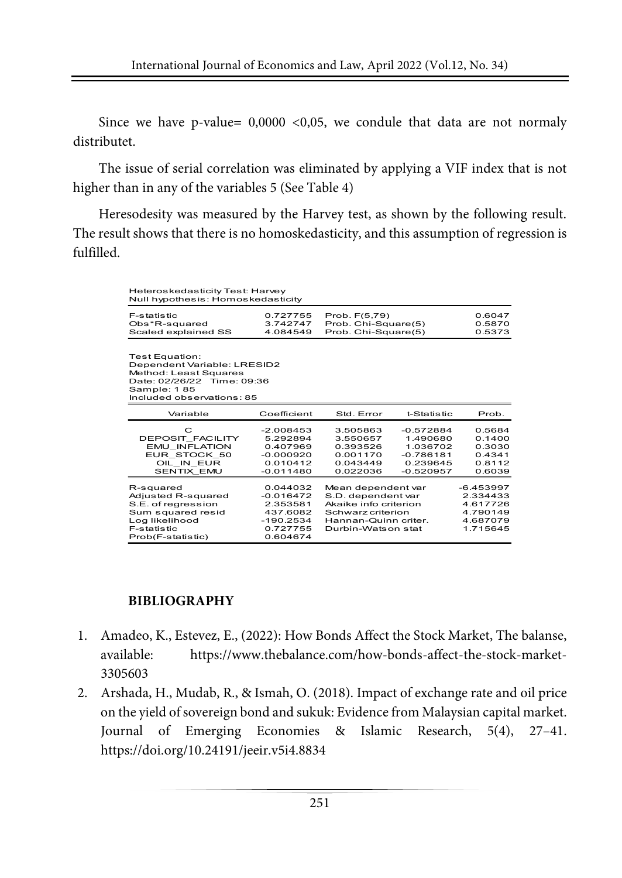Since we have p-value= 0,0000 <0,05, we condule that data are not normaly distributet.

The issue of serial correlation was eliminated by applying a VIF index that is not higher than in any of the variables 5 (See Table 4)

Heresodesity was measured by the Harvey test, as shown by the following result. The result shows that there is no homoskedasticity, and this assumption of regression is fulfilled.

Heteroskedasticity Test: Harvey
Null hypothesis: Homoskedasticity

| | | | |
|---|---|---|---|
| F-statistic | 0.727755 | Prob. F(5,79) | 0.6047 |
| Obs*R-squared | 3.742747 | Prob. Chi-Square(5) | 0.5870 |
| Scaled explained SS | 4.084549 | Prob. Chi-Square(5) | 0.5373 |

Test Equation:
Dependent Variable: LRESID2
Method: Least Squares
Date: 02/26/22 Time: 09:36
Sample: 1 85
Included observations: 85

| Variable | Coefficient | Std. Error | t-Statistic | Prob. |
|---|---|---|---|---|
| C | -2.008453 | 3.505863 | -0.572884 | 0.5684 |
| DEPOSIT_FACILITY | 5.292894 | 3.550657 | 1.490680 | 0.1400 |
| EMU_INFLATION | 0.407969 | 0.393526 | 1.036702 | 0.3030 |
| EUR_STOCK_50 | -0.000920 | 0.001170 | -0.786181 | 0.4341 |
| OIL_IN_EUR | 0.010412 | 0.043449 | 0.239645 | 0.8112 |
| SENTIX_EMU | -0.011480 | 0.022036 | -0.520957 | 0.6039 |

| | | | |
|---|---|---|---|
| R-squared | 0.044032 | Mean dependent var | -6.453997 |
| Adjusted R-squared | -0.016472 | S.D. dependent var | 2.334433 |
| S.E. of regression | 2.353581 | Akaike info criterion | 4.617726 |
| Sum squared resid | 437.6082 | Schwarz criterion | 4.790149 |
| Log likelihood | -190.2534 | Hannan-Quinn criter. | 4.687079 |
| F-statistic | 0.727755 | Durbin-Watson stat | 1.715645 |
| Prob(F-statistic) | 0.604674 | | |

## BIBLIOGRAPHY

1. Amadeo, K., Estevez, E., (2022): How Bonds Affect the Stock Market, The balanse, available: https://www.thebalance.com/how-bonds-affect-the-stock-market-3305603
2. Arshada, H., Mudab, R., & Ismah, O. (2018). Impact of exchange rate and oil price on the yield of sovereign bond and sukuk: Evidence from Malaysian capital market. Journal of Emerging Economies & Islamic Research, 5(4), 27–41. https://doi.org/10.24191/jeeir.v5i4.8834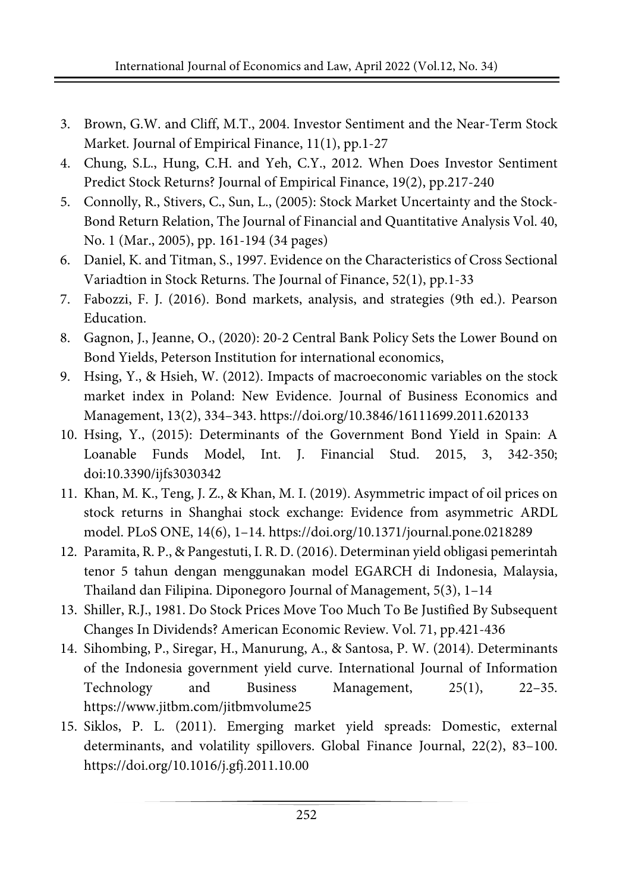3. Brown, G.W. and Cliff, M.T., 2004. Investor Sentiment and the Near-Term Stock Market. Journal of Empirical Finance, 11(1), pp.1-27
4. Chung, S.L., Hung, C.H. and Yeh, C.Y., 2012. When Does Investor Sentiment Predict Stock Returns? Journal of Empirical Finance, 19(2), pp.217-240
5. Connolly, R., Stivers, C., Sun, L., (2005): Stock Market Uncertainty and the Stock-Bond Return Relation, The Journal of Financial and Quantitative Analysis Vol. 40, No. 1 (Mar., 2005), pp. 161-194 (34 pages)
6. Daniel, K. and Titman, S., 1997. Evidence on the Characteristics of Cross Sectional Variadtion in Stock Returns. The Journal of Finance, 52(1), pp.1-33
7. Fabozzi, F. J. (2016). Bond markets, analysis, and strategies (9th ed.). Pearson Education.
8. Gagnon, J., Jeanne, O., (2020): 20-2 Central Bank Policy Sets the Lower Bound on Bond Yields, Peterson Institution for international economics,
9. Hsing, Y., & Hsieh, W. (2012). Impacts of macroeconomic variables on the stock market index in Poland: New Evidence. Journal of Business Economics and Management, 13(2), 334–343. https://doi.org/10.3846/16111699.2011.620133
10. Hsing, Y., (2015): Determinants of the Government Bond Yield in Spain: A Loanable Funds Model, Int. J. Financial Stud. 2015, 3, 342-350; doi:10.3390/ijfs3030342
11. Khan, M. K., Teng, J. Z., & Khan, M. I. (2019). Asymmetric impact of oil prices on stock returns in Shanghai stock exchange: Evidence from asymmetric ARDL model. PLoS ONE, 14(6), 1–14. https://doi.org/10.1371/journal.pone.0218289
12. Paramita, R. P., & Pangestuti, I. R. D. (2016). Determinan yield obligasi pemerintah tenor 5 tahun dengan menggunakan model EGARCH di Indonesia, Malaysia, Thailand dan Filipina. Diponegoro Journal of Management, 5(3), 1–14
13. Shiller, R.J., 1981. Do Stock Prices Move Too Much To Be Justified By Subsequent Changes In Dividends? American Economic Review. Vol. 71, pp.421-436
14. Sihombing, P., Siregar, H., Manurung, A., & Santosa, P. W. (2014). Determinants of the Indonesia government yield curve. International Journal of Information Technology and Business Management, 25(1), 22–35. https://www.jitbm.com/jitbmvolume25
15. Siklos, P. L. (2011). Emerging market yield spreads: Domestic, external determinants, and volatility spillovers. Global Finance Journal, 22(2), 83–100. https://doi.org/10.1016/j.gfj.2011.10.00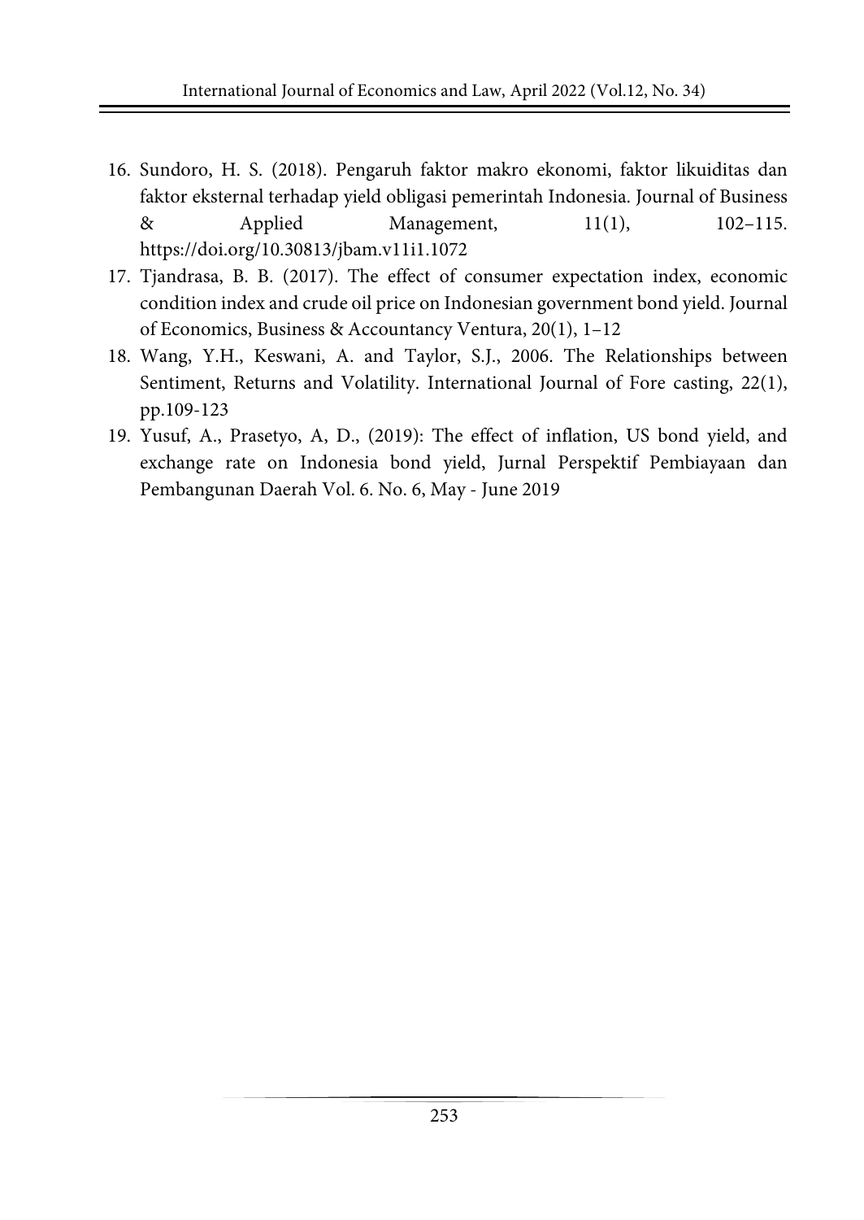16. Sundoro, H. S. (2018). Pengaruh faktor makro ekonomi, faktor likuiditas dan faktor eksternal terhadap yield obligasi pemerintah Indonesia. Journal of Business & Applied Management, 11(1), 102–115. https://doi.org/10.30813/jbam.v11i1.1072
17. Tjandrasa, B. B. (2017). The effect of consumer expectation index, economic condition index and crude oil price on Indonesian government bond yield. Journal of Economics, Business & Accountancy Ventura, 20(1), 1–12
18. Wang, Y.H., Keswani, A. and Taylor, S.J., 2006. The Relationships between Sentiment, Returns and Volatility. International Journal of Fore casting, 22(1), pp.109-123
19. Yusuf, A., Prasetyo, A, D., (2019): The effect of inflation, US bond yield, and exchange rate on Indonesia bond yield, Jurnal Perspektif Pembiayaan dan Pembangunan Daerah Vol. 6. No. 6, May - June 2019